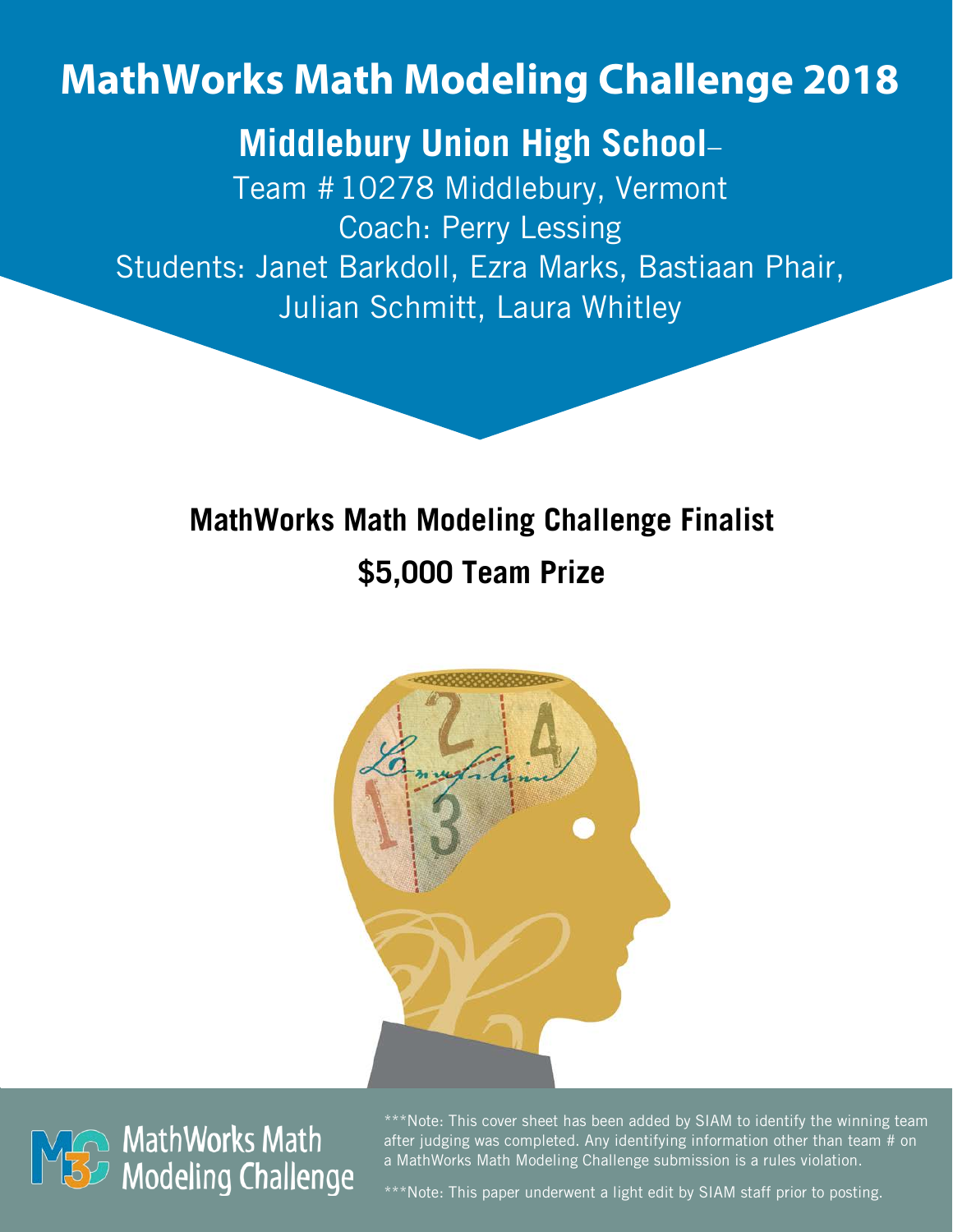# MathWorks Math Modeling Challenge 2018

## Middlebury Union High School–

Team # 10278 Middlebury, Vermont

Coach: Perry Lessing

Students: Janet Barkdoll, Ezra Marks, Bastiaan Phair, Julian Schmitt, Laura Whitley

## MathWorks Math Modeling Challenge Finalist

## $5,000 Team Prize

MathWorks Math Modeling Challenge

***Note: This cover sheet has been added by SIAM to identify the winning team after judging was completed. Any identifying information other than team # on a MathWorks Math Modeling Challenge submission is a rules violation.

***Note: This paper underwent a light edit by SIAM staff prior to posting.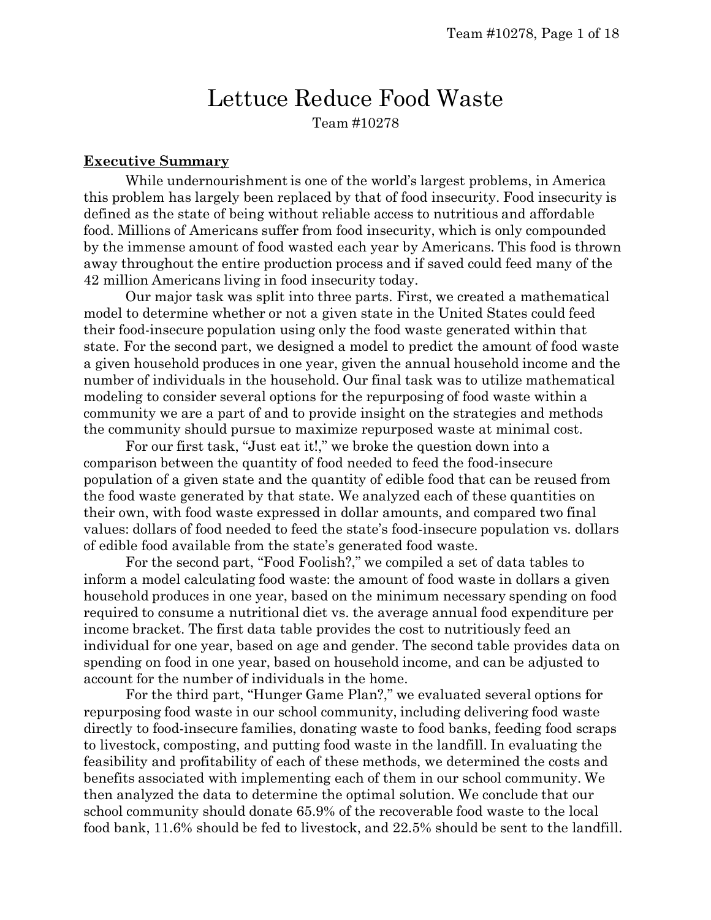# Lettuce Reduce Food Waste

Team #10278

**Executive Summary**

While undernourishment is one of the world's largest problems, in America this problem has largely been replaced by that of food insecurity. Food insecurity is defined as the state of being without reliable access to nutritious and affordable food. Millions of Americans suffer from food insecurity, which is only compounded by the immense amount of food wasted each year by Americans. This food is thrown away throughout the entire production process and if saved could feed many of the 42 million Americans living in food insecurity today.

Our major task was split into three parts. First, we created a mathematical model to determine whether or not a given state in the United States could feed their food-insecure population using only the food waste generated within that state. For the second part, we designed a model to predict the amount of food waste a given household produces in one year, given the annual household income and the number of individuals in the household. Our final task was to utilize mathematical modeling to consider several options for the repurposing of food waste within a community we are a part of and to provide insight on the strategies and methods the community should pursue to maximize repurposed waste at minimal cost.

For our first task, "Just eat it!," we broke the question down into a comparison between the quantity of food needed to feed the food-insecure population of a given state and the quantity of edible food that can be reused from the food waste generated by that state. We analyzed each of these quantities on their own, with food waste expressed in dollar amounts, and compared two final values: dollars of food needed to feed the state's food-insecure population vs. dollars of edible food available from the state's generated food waste.

For the second part, "Food Foolish?," we compiled a set of data tables to inform a model calculating food waste: the amount of food waste in dollars a given household produces in one year, based on the minimum necessary spending on food required to consume a nutritional diet vs. the average annual food expenditure per income bracket. The first data table provides the cost to nutritiously feed an individual for one year, based on age and gender. The second table provides data on spending on food in one year, based on household income, and can be adjusted to account for the number of individuals in the home.

For the third part, "Hunger Game Plan?," we evaluated several options for repurposing food waste in our school community, including delivering food waste directly to food-insecure families, donating waste to food banks, feeding food scraps to livestock, composting, and putting food waste in the landfill. In evaluating the feasibility and profitability of each of these methods, we determined the costs and benefits associated with implementing each of them in our school community. We then analyzed the data to determine the optimal solution. We conclude that our school community should donate 65.9% of the recoverable food waste to the local food bank, 11.6% should be fed to livestock, and 22.5% should be sent to the landfill.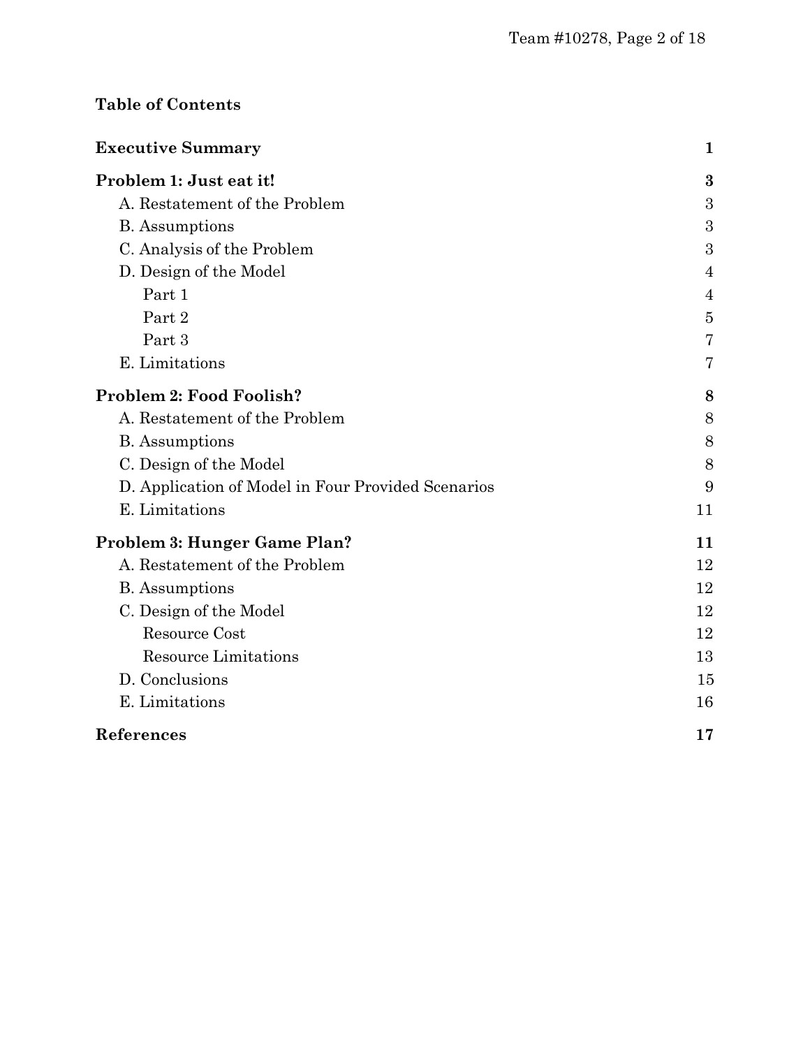## Table of Contents

| | |
|---|---|
| **Executive Summary** | **1** |
| **Problem 1: Just eat it!** | **3** |
| A. Restatement of the Problem | 3 |
| B. Assumptions | 3 |
| C. Analysis of the Problem | 3 |
| D. Design of the Model | 4 |
| Part 1 | 4 |
| Part 2 | 5 |
| Part 3 | 7 |
| E. Limitations | 7 |
| **Problem 2: Food Foolish?** | **8** |
| A. Restatement of the Problem | 8 |
| B. Assumptions | 8 |
| C. Design of the Model | 8 |
| D. Application of Model in Four Provided Scenarios | 9 |
| E. Limitations | 11 |
| **Problem 3: Hunger Game Plan?** | **11** |
| A. Restatement of the Problem | 12 |
| B. Assumptions | 12 |
| C. Design of the Model | 12 |
| Resource Cost | 12 |
| Resource Limitations | 13 |
| D. Conclusions | 15 |
| E. Limitations | 16 |
| **References** | **17** |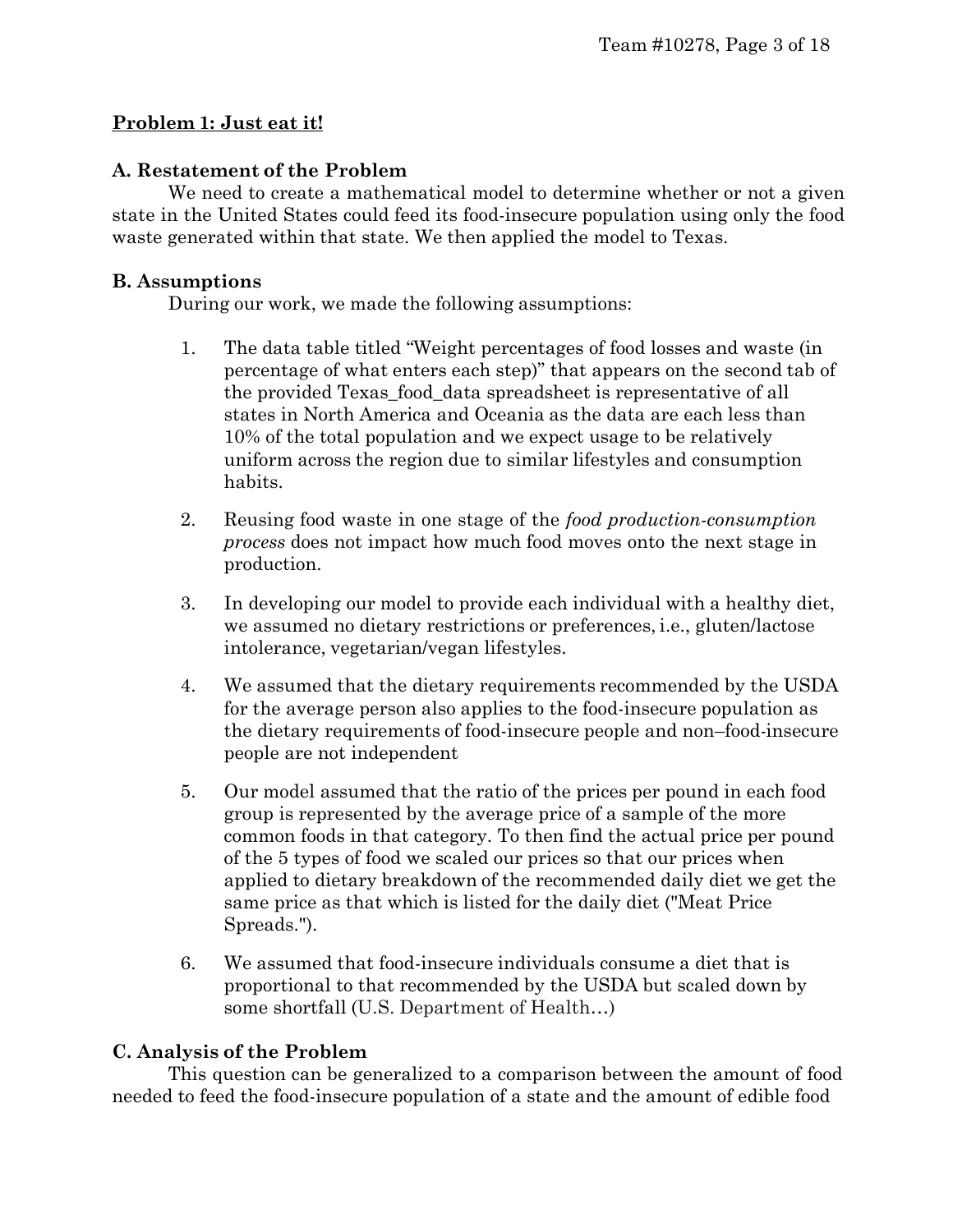## Problem 1: Just eat it!

### A. Restatement of the Problem

We need to create a mathematical model to determine whether or not a given state in the United States could feed its food-insecure population using only the food waste generated within that state. We then applied the model to Texas.

### B. Assumptions

During our work, we made the following assumptions:

1. The data table titled "Weight percentages of food losses and waste (in percentage of what enters each step)" that appears on the second tab of the provided Texas_food_data spreadsheet is representative of all states in North America and Oceania as the data are each less than 10% of the total population and we expect usage to be relatively uniform across the region due to similar lifestyles and consumption habits.

2. Reusing food waste in one stage of the *food production-consumption process* does not impact how much food moves onto the next stage in production.

3. In developing our model to provide each individual with a healthy diet, we assumed no dietary restrictions or preferences, i.e., gluten/lactose intolerance, vegetarian/vegan lifestyles.

4. We assumed that the dietary requirements recommended by the USDA for the average person also applies to the food-insecure population as the dietary requirements of food-insecure people and non–food-insecure people are not independent

5. Our model assumed that the ratio of the prices per pound in each food group is represented by the average price of a sample of the more common foods in that category. To then find the actual price per pound of the 5 types of food we scaled our prices so that our prices when applied to dietary breakdown of the recommended daily diet we get the same price as that which is listed for the daily diet ("Meat Price Spreads.").

6. We assumed that food-insecure individuals consume a diet that is proportional to that recommended by the USDA but scaled down by some shortfall (U.S. Department of Health…)

### C. Analysis of the Problem

This question can be generalized to a comparison between the amount of food needed to feed the food-insecure population of a state and the amount of edible food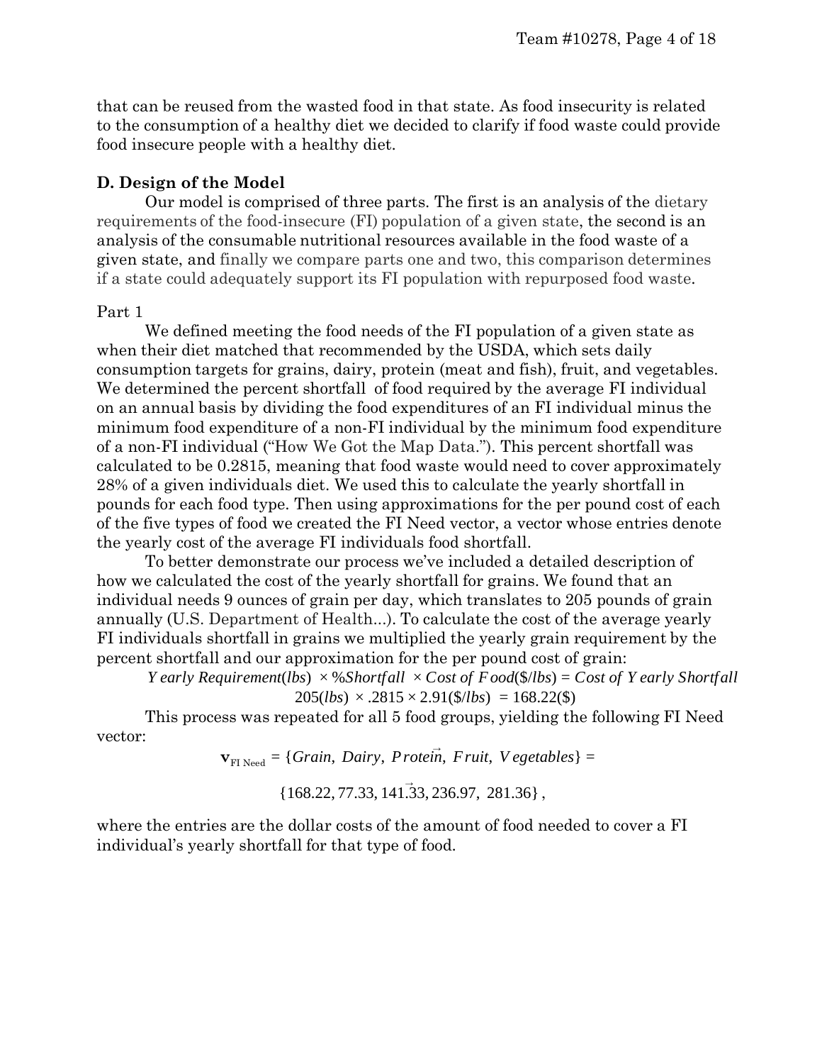that can be reused from the wasted food in that state. As food insecurity is related to the consumption of a healthy diet we decided to clarify if food waste could provide food insecure people with a healthy diet.

### D. Design of the Model

Our model is comprised of three parts. The first is an analysis of the dietary requirements of the food-insecure (FI) population of a given state, the second is an analysis of the consumable nutritional resources available in the food waste of a given state, and finally we compare parts one and two, this comparison determines if a state could adequately support its FI population with repurposed food waste.

Part 1

We defined meeting the food needs of the FI population of a given state as when their diet matched that recommended by the USDA, which sets daily consumption targets for grains, dairy, protein (meat and fish), fruit, and vegetables. We determined the percent shortfall of food required by the average FI individual on an annual basis by dividing the food expenditures of an FI individual minus the minimum food expenditure of a non-FI individual by the minimum food expenditure of a non-FI individual ("How We Got the Map Data."). This percent shortfall was calculated to be 0.2815, meaning that food waste would need to cover approximately 28% of a given individuals diet. We used this to calculate the yearly shortfall in pounds for each food type. Then using approximations for the per pound cost of each of the five types of food we created the FI Need vector, a vector whose entries denote the yearly cost of the average FI individuals food shortfall.

To better demonstrate our process we've included a detailed description of how we calculated the cost of the yearly shortfall for grains. We found that an individual needs 9 ounces of grain per day, which translates to 205 pounds of grain annually (U.S. Department of Health...). To calculate the cost of the average yearly FI individuals shortfall in grains we multiplied the yearly grain requirement by the percent shortfall and our approximation for the per pound cost of grain:

$$Yearly\ Requirement(lbs) \times \%Shortfall \times Cost\ of\ Food(\$/lbs) = Cost\ of\ Yearly\ Shortfall$$

$$205(lbs) \times .2815 \times 2.91(\$/lbs) = 168.22(\$)$$

This process was repeated for all 5 food groups, yielding the following FI Need vector:

$$\vec{\mathbf{v}}_{\text{FI Need}} = \{Grain,\ Dairy,\ Protein,\ Fruit,\ Vegetables\} =$$

$$\{168.22, 77.33, 141.33, 236.97,\ 281.36\},$$

where the entries are the dollar costs of the amount of food needed to cover a FI individual's yearly shortfall for that type of food.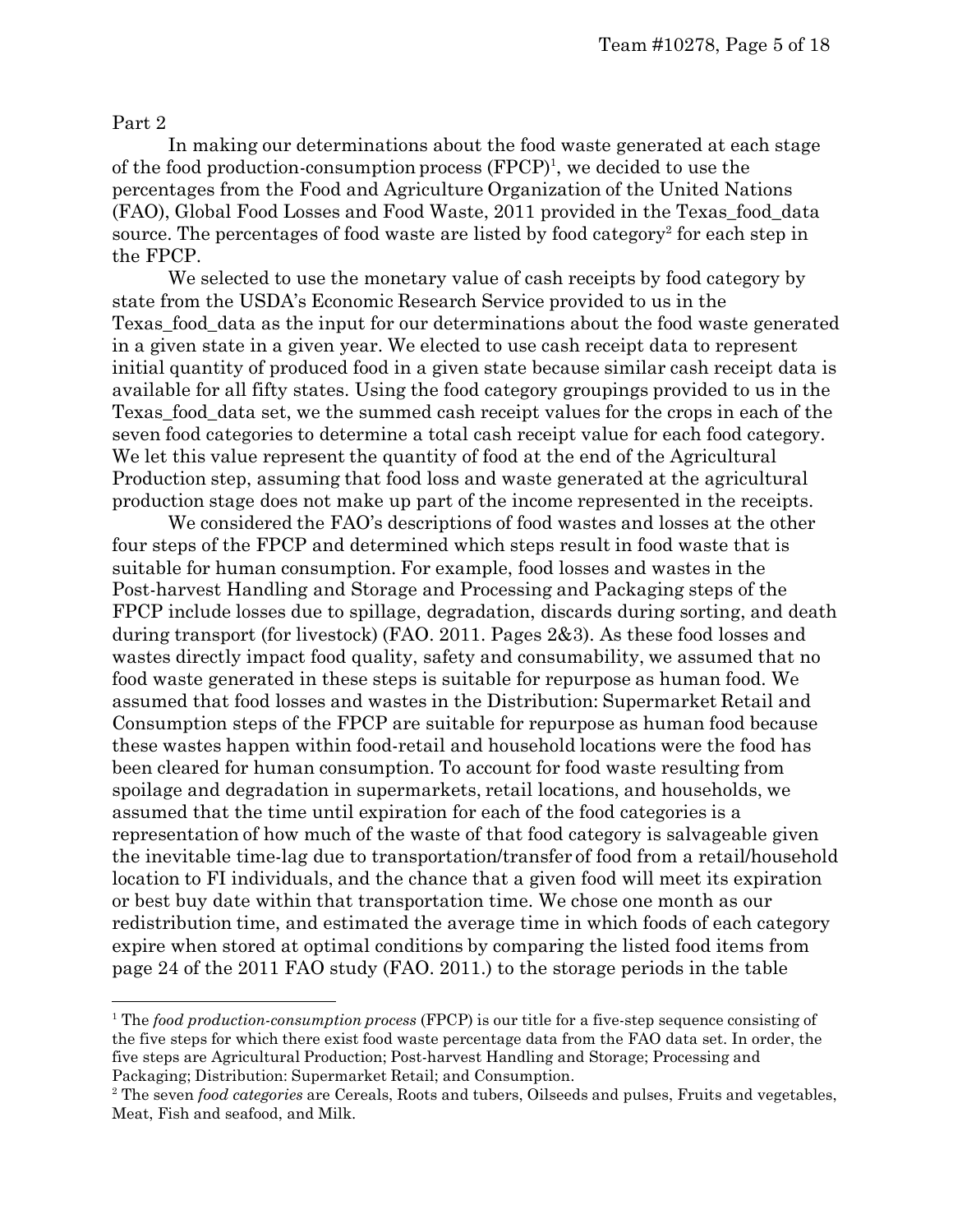Part 2

In making our determinations about the food waste generated at each stage of the food production-consumption process (FPCP)[1], we decided to use the percentages from the Food and Agriculture Organization of the United Nations (FAO), Global Food Losses and Food Waste, 2011 provided in the Texas_food_data source. The percentages of food waste are listed by food category[2] for each step in the FPCP.

We selected to use the monetary value of cash receipts by food category by state from the USDA's Economic Research Service provided to us in the Texas_food_data as the input for our determinations about the food waste generated in a given state in a given year. We elected to use cash receipt data to represent initial quantity of produced food in a given state because similar cash receipt data is available for all fifty states. Using the food category groupings provided to us in the Texas_food_data set, we the summed cash receipt values for the crops in each of the seven food categories to determine a total cash receipt value for each food category. We let this value represent the quantity of food at the end of the Agricultural Production step, assuming that food loss and waste generated at the agricultural production stage does not make up part of the income represented in the receipts.

We considered the FAO's descriptions of food wastes and losses at the other four steps of the FPCP and determined which steps result in food waste that is suitable for human consumption. For example, food losses and wastes in the Post-harvest Handling and Storage and Processing and Packaging steps of the FPCP include losses due to spillage, degradation, discards during sorting, and death during transport (for livestock) (FAO. 2011. Pages 2&3). As these food losses and wastes directly impact food quality, safety and consumability, we assumed that no food waste generated in these steps is suitable for repurpose as human food. We assumed that food losses and wastes in the Distribution: Supermarket Retail and Consumption steps of the FPCP are suitable for repurpose as human food because these wastes happen within food-retail and household locations were the food has been cleared for human consumption. To account for food waste resulting from spoilage and degradation in supermarkets, retail locations, and households, we assumed that the time until expiration for each of the food categories is a representation of how much of the waste of that food category is salvageable given the inevitable time-lag due to transportation/transfer of food from a retail/household location to FI individuals, and the chance that a given food will meet its expiration or best buy date within that transportation time. We chose one month as our redistribution time, and estimated the average time in which foods of each category expire when stored at optimal conditions by comparing the listed food items from page 24 of the 2011 FAO study (FAO. 2011.) to the storage periods in the table

---

[1] The *food production-consumption process* (FPCP) is our title for a five-step sequence consisting of the five steps for which there exist food waste percentage data from the FAO data set. In order, the five steps are Agricultural Production; Post-harvest Handling and Storage; Processing and Packaging; Distribution: Supermarket Retail; and Consumption.

[2] The seven *food categories* are Cereals, Roots and tubers, Oilseeds and pulses, Fruits and vegetables, Meat, Fish and seafood, and Milk.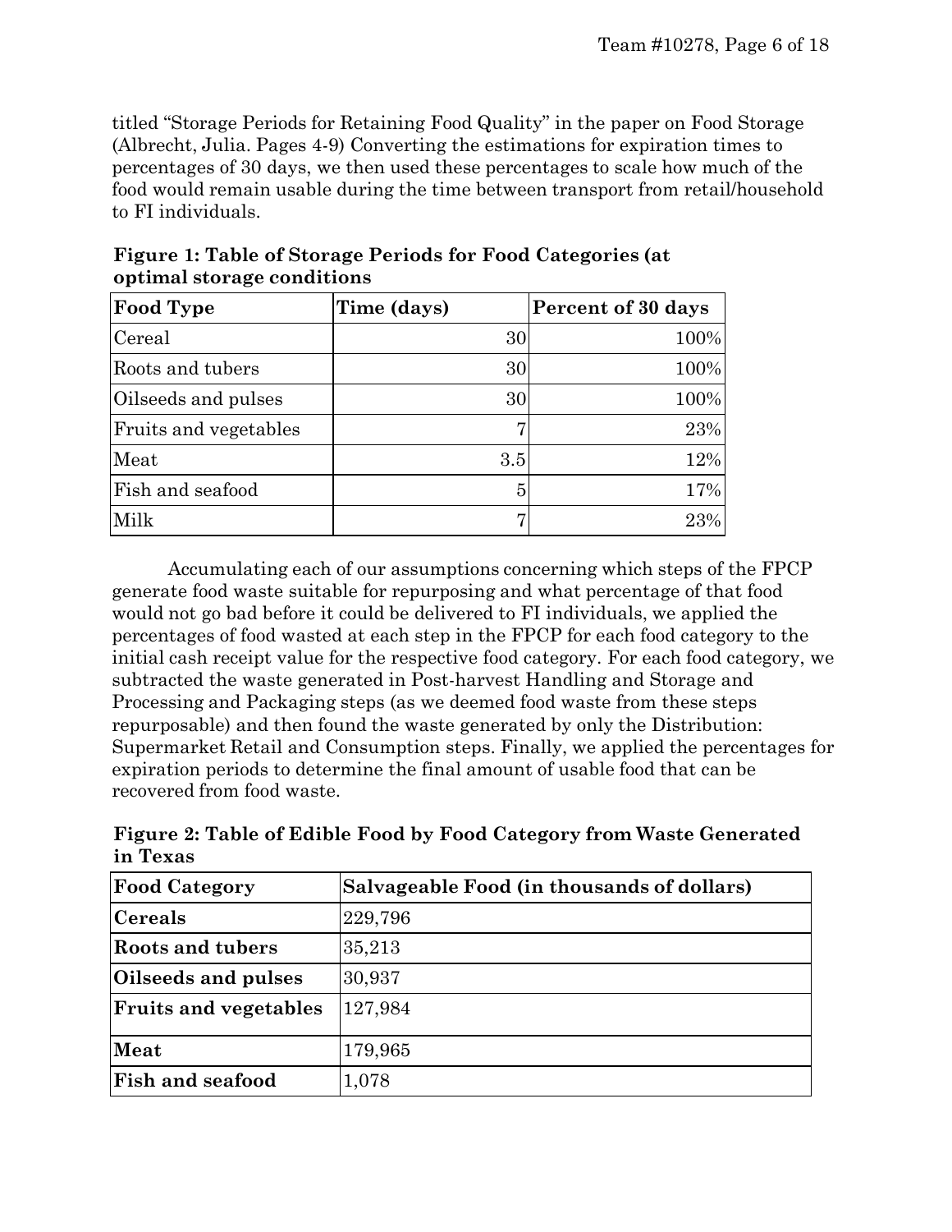titled "Storage Periods for Retaining Food Quality" in the paper on Food Storage (Albrecht, Julia. Pages 4-9) Converting the estimations for expiration times to percentages of 30 days, we then used these percentages to scale how much of the food would remain usable during the time between transport from retail/household to FI individuals.

**Figure 1: Table of Storage Periods for Food Categories (at optimal storage conditions**

| Food Type | Time (days) | Percent of 30 days |
|---|---|---|
| Cereal | 30 | 100% |
| Roots and tubers | 30 | 100% |
| Oilseeds and pulses | 30 | 100% |
| Fruits and vegetables | 7 | 23% |
| Meat | 3.5 | 12% |
| Fish and seafood | 5 | 17% |
| Milk | 7 | 23% |

Accumulating each of our assumptions concerning which steps of the FPCP generate food waste suitable for repurposing and what percentage of that food would not go bad before it could be delivered to FI individuals, we applied the percentages of food wasted at each step in the FPCP for each food category to the initial cash receipt value for the respective food category. For each food category, we subtracted the waste generated in Post-harvest Handling and Storage and Processing and Packaging steps (as we deemed food waste from these steps repurposable) and then found the waste generated by only the Distribution: Supermarket Retail and Consumption steps. Finally, we applied the percentages for expiration periods to determine the final amount of usable food that can be recovered from food waste.

**Figure 2: Table of Edible Food by Food Category from Waste Generated in Texas**

| Food Category | Salvageable Food (in thousands of dollars) |
|---|---|
| **Cereals** | 229,796 |
| **Roots and tubers** | 35,213 |
| **Oilseeds and pulses** | 30,937 |
| **Fruits and vegetables** | 127,984 |
| **Meat** | 179,965 |
| **Fish and seafood** | 1,078 |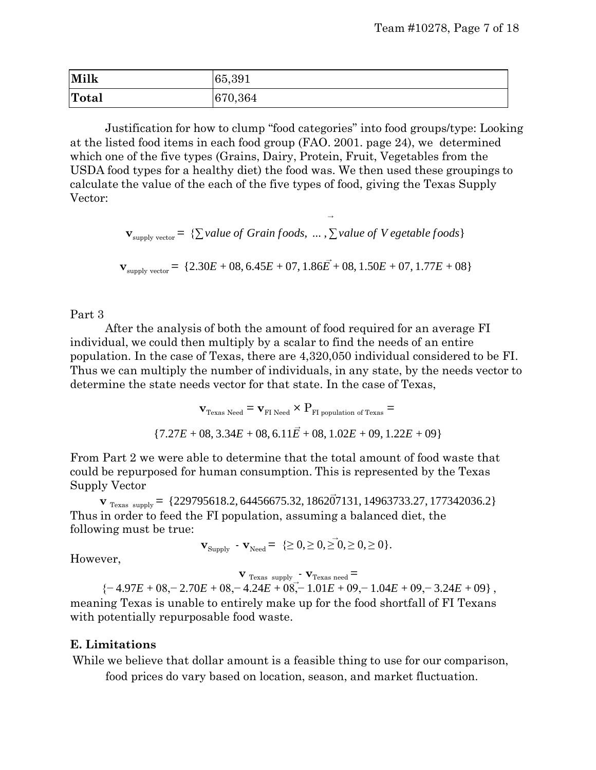| Milk | 65,391 |
|---|---|
| **Total** | 670,364 |

Justification for how to clump "food categories" into food groups/type: Looking at the listed food items in each food group (FAO. 2001. page 24), we determined which one of the five types (Grains, Dairy, Protein, Fruit, Vegetables from the USDA food types for a healthy diet) the food was. We then used these groupings to calculate the value of the each of the five types of food, giving the Texas Supply Vector:

$$\vec{\mathbf{v}}_{\text{supply vector}} = \{\sum \textit{value of Grain foods}, \ \ldots, \sum \textit{value of Vegetable foods}\}$$

$$\vec{\mathbf{v}}_{\text{supply vector}} = \{2.30E+08, 6.45E+07, 1.86E+08, 1.50E+07, 1.77E+08\}$$

Part 3

After the analysis of both the amount of food required for an average FI individual, we could then multiply by a scalar to find the needs of an entire population. In the case of Texas, there are 4,320,050 individual considered to be FI. Thus we can multiply the number of individuals, in any state, by the needs vector to determine the state needs vector for that state. In the case of Texas,

$$\vec{\mathbf{v}}_{\text{Texas Need}} = \vec{\mathbf{v}}_{\text{FI Need}} \times \mathrm{P}_{\text{FI population of Texas}} =$$

$$\{7.27E+08, 3.34E+08, 6.11E+08, 1.02E+09, 1.22E+09\}$$

From Part 2 we were able to determine that the total amount of food waste that could be repurposed for human consumption. This is represented by the Texas Supply Vector

$$\vec{\mathbf{v}}_{\text{Texas supply}} = \{229795618.2, 64456675.32, 186207131, 14963733.27, 177342036.2\}$$

Thus in order to feed the FI population, assuming a balanced diet, the following must be true:

$$\vec{\mathbf{v}}_{\text{Supply}} - \vec{\mathbf{v}}_{\text{Need}} = \{\geq 0, \geq 0, \geq 0, \geq 0, \geq 0\}.$$

However,

$$\vec{\mathbf{v}}_{\text{Texas supply}} - \vec{\mathbf{v}}_{\text{Texas need}} =$$

$$\{-4.97E+08, -2.70E+08, -4.24E+08, -1.01E+09, -1.04E+09, -3.24E+09\},$$

meaning Texas is unable to entirely make up for the food shortfall of FI Texans with potentially repurposable food waste.

### E. Limitations

While we believe that dollar amount is a feasible thing to use for our comparison, food prices do vary based on location, season, and market fluctuation.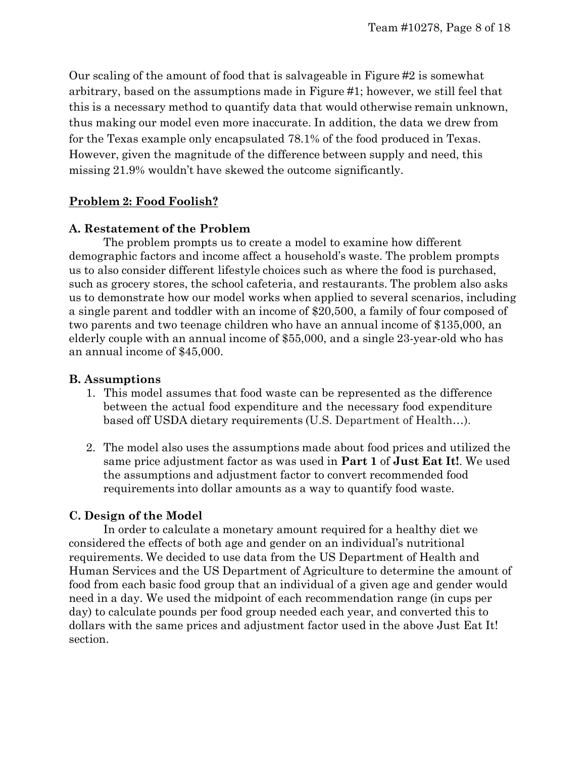Our scaling of the amount of food that is salvageable in Figure #2 is somewhat arbitrary, based on the assumptions made in Figure #1; however, we still feel that this is a necessary method to quantify data that would otherwise remain unknown, thus making our model even more inaccurate. In addition, the data we drew from for the Texas example only encapsulated 78.1% of the food produced in Texas. However, given the magnitude of the difference between supply and need, this missing 21.9% wouldn't have skewed the outcome significantly.

## Problem 2: Food Foolish?

### A. Restatement of the Problem

The problem prompts us to create a model to examine how different demographic factors and income affect a household's waste. The problem prompts us to also consider different lifestyle choices such as where the food is purchased, such as grocery stores, the school cafeteria, and restaurants. The problem also asks us to demonstrate how our model works when applied to several scenarios, including a single parent and toddler with an income of $20,500, a family of four composed of two parents and two teenage children who have an annual income of $135,000, an elderly couple with an annual income of $55,000, and a single 23-year-old who has an annual income of $45,000.

### B. Assumptions

1. This model assumes that food waste can be represented as the difference between the actual food expenditure and the necessary food expenditure based off USDA dietary requirements (U.S. Department of Health…).

2. The model also uses the assumptions made about food prices and utilized the same price adjustment factor as was used in **Part 1** of **Just Eat It!**. We used the assumptions and adjustment factor to convert recommended food requirements into dollar amounts as a way to quantify food waste.

### C. Design of the Model

In order to calculate a monetary amount required for a healthy diet we considered the effects of both age and gender on an individual's nutritional requirements. We decided to use data from the US Department of Health and Human Services and the US Department of Agriculture to determine the amount of food from each basic food group that an individual of a given age and gender would need in a day. We used the midpoint of each recommendation range (in cups per day) to calculate pounds per food group needed each year, and converted this to dollars with the same prices and adjustment factor used in the above Just Eat It! section.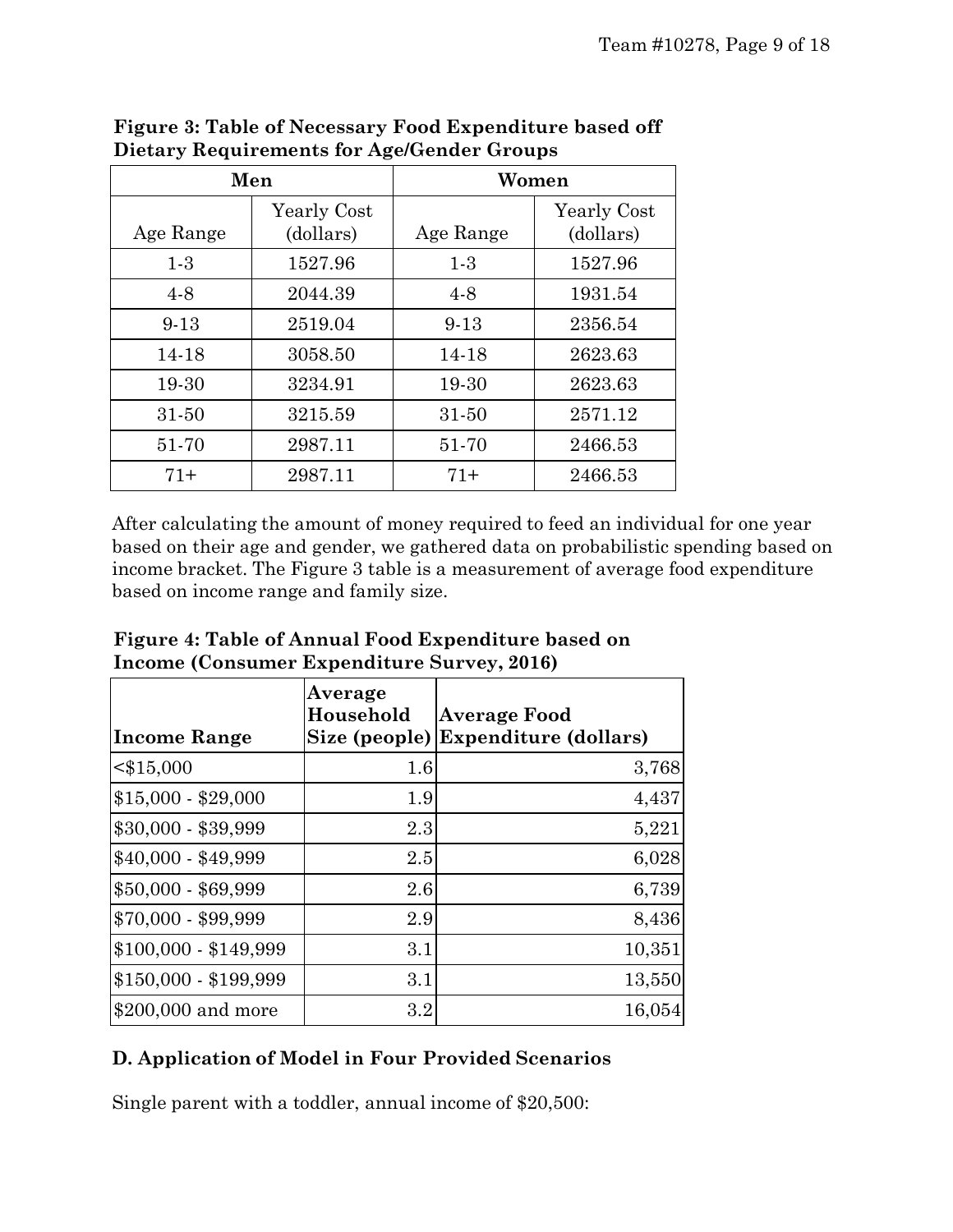**Figure 3: Table of Necessary Food Expenditure based off Dietary Requirements for Age/Gender Groups**

| Men | | Women | |
|---|---|---|---|
| Age Range | Yearly Cost (dollars) | Age Range | Yearly Cost (dollars) |
| 1-3 | 1527.96 | 1-3 | 1527.96 |
| 4-8 | 2044.39 | 4-8 | 1931.54 |
| 9-13 | 2519.04 | 9-13 | 2356.54 |
| 14-18 | 3058.50 | 14-18 | 2623.63 |
| 19-30 | 3234.91 | 19-30 | 2623.63 |
| 31-50 | 3215.59 | 31-50 | 2571.12 |
| 51-70 | 2987.11 | 51-70 | 2466.53 |
| 71+ | 2987.11 | 71+ | 2466.53 |

After calculating the amount of money required to feed an individual for one year based on their age and gender, we gathered data on probabilistic spending based on income bracket. The Figure 3 table is a measurement of average food expenditure based on income range and family size.

**Figure 4: Table of Annual Food Expenditure based on Income (Consumer Expenditure Survey, 2016)**

| Income Range | Average Household Size (people) | Average Food Expenditure (dollars) |
|---|---|---|
| <$15,000 | 1.6 | 3,768 |
| $15,000 - $29,000 | 1.9 | 4,437 |
| $30,000 - $39,999 | 2.3 | 5,221 |
| $40,000 - $49,999 | 2.5 | 6,028 |
| $50,000 - $69,999 | 2.6 | 6,739 |
| $70,000 - $99,999 | 2.9 | 8,436 |
| $100,000 - $149,999 | 3.1 | 10,351 |
| $150,000 - $199,999 | 3.1 | 13,550 |
| $200,000 and more | 3.2 | 16,054 |

## D. Application of Model in Four Provided Scenarios

Single parent with a toddler, annual income of $20,500: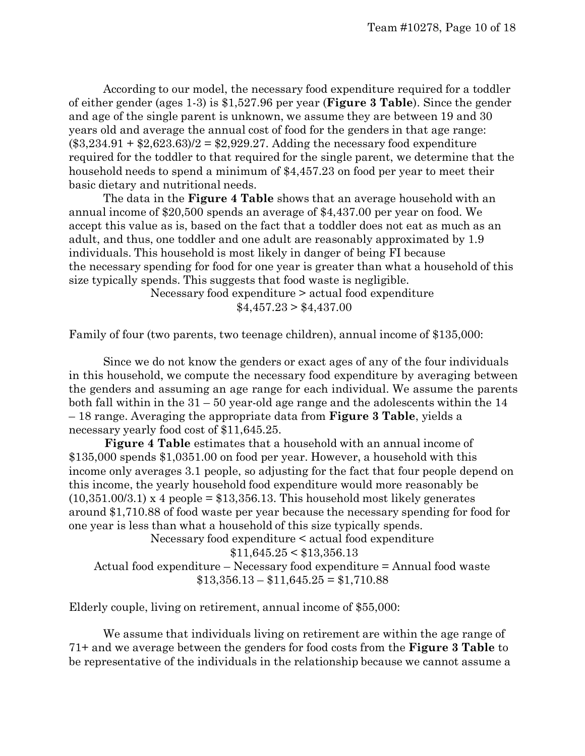According to our model, the necessary food expenditure required for a toddler of either gender (ages 1-3) is $1,527.96 per year (**Figure 3 Table**). Since the gender and age of the single parent is unknown, we assume they are between 19 and 30 years old and average the annual cost of food for the genders in that age range: ($3,234.91 + $2,623.63)/2 = $2,929.27. Adding the necessary food expenditure required for the toddler to that required for the single parent, we determine that the household needs to spend a minimum of $4,457.23 on food per year to meet their basic dietary and nutritional needs.

The data in the **Figure 4 Table** shows that an average household with an annual income of $20,500 spends an average of $4,437.00 per year on food. We accept this value as is, based on the fact that a toddler does not eat as much as an adult, and thus, one toddler and one adult are reasonably approximated by 1.9 individuals. This household is most likely in danger of being FI because the necessary spending for food for one year is greater than what a household of this size typically spends. This suggests that food waste is negligible.

Necessary food expenditure > actual food expenditure

$4,457.23 > $4,437.00

Family of four (two parents, two teenage children), annual income of $135,000:

Since we do not know the genders or exact ages of any of the four individuals in this household, we compute the necessary food expenditure by averaging between the genders and assuming an age range for each individual. We assume the parents both fall within in the 31 – 50 year-old age range and the adolescents within the 14 – 18 range. Averaging the appropriate data from **Figure 3 Table**, yields a necessary yearly food cost of $11,645.25.

**Figure 4 Table** estimates that a household with an annual income of $135,000 spends $1,0351.00 on food per year. However, a household with this income only averages 3.1 people, so adjusting for the fact that four people depend on this income, the yearly household food expenditure would more reasonably be (10,351.00/3.1) x 4 people = $13,356.13. This household most likely generates around $1,710.88 of food waste per year because the necessary spending for food for one year is less than what a household of this size typically spends.

Necessary food expenditure < actual food expenditure

$11,645.25 < $13,356.13

Actual food expenditure – Necessary food expenditure = Annual food waste

$13,356.13 – $11,645.25 = $1,710.88

Elderly couple, living on retirement, annual income of $55,000:

We assume that individuals living on retirement are within the age range of 71+ and we average between the genders for food costs from the **Figure 3 Table** to be representative of the individuals in the relationship because we cannot assume a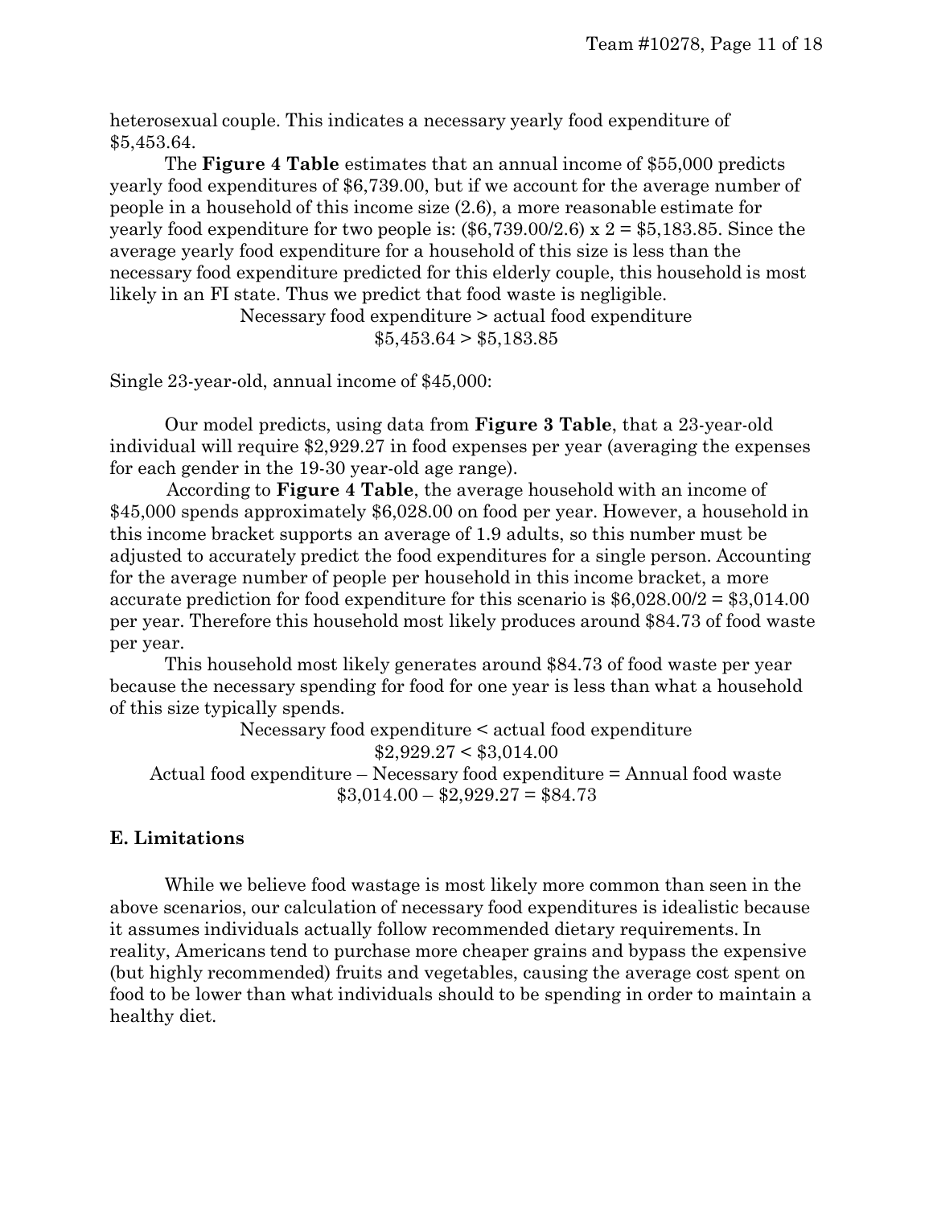heterosexual couple. This indicates a necessary yearly food expenditure of $5,453.64.

The **Figure 4 Table** estimates that an annual income of $55,000 predicts yearly food expenditures of $6,739.00, but if we account for the average number of people in a household of this income size (2.6), a more reasonable estimate for yearly food expenditure for two people is: ($6,739.00/2.6) x 2 = $5,183.85. Since the average yearly food expenditure for a household of this size is less than the necessary food expenditure predicted for this elderly couple, this household is most likely in an FI state. Thus we predict that food waste is negligible.

Necessary food expenditure > actual food expenditure

$5,453.64 > $5,183.85

Single 23-year-old, annual income of $45,000:

Our model predicts, using data from **Figure 3 Table**, that a 23-year-old individual will require $2,929.27 in food expenses per year (averaging the expenses for each gender in the 19-30 year-old age range).

According to **Figure 4 Table**, the average household with an income of $45,000 spends approximately $6,028.00 on food per year. However, a household in this income bracket supports an average of 1.9 adults, so this number must be adjusted to accurately predict the food expenditures for a single person. Accounting for the average number of people per household in this income bracket, a more accurate prediction for food expenditure for this scenario is $6,028.00/2 = $3,014.00 per year. Therefore this household most likely produces around $84.73 of food waste per year.

This household most likely generates around $84.73 of food waste per year because the necessary spending for food for one year is less than what a household of this size typically spends.

Necessary food expenditure < actual food expenditure

$2,929.27 < $3,014.00

Actual food expenditure – Necessary food expenditure = Annual food waste

$3,014.00 – $2,929.27 = $84.73

### E. Limitations

While we believe food wastage is most likely more common than seen in the above scenarios, our calculation of necessary food expenditures is idealistic because it assumes individuals actually follow recommended dietary requirements. In reality, Americans tend to purchase more cheaper grains and bypass the expensive (but highly recommended) fruits and vegetables, causing the average cost spent on food to be lower than what individuals should to be spending in order to maintain a healthy diet.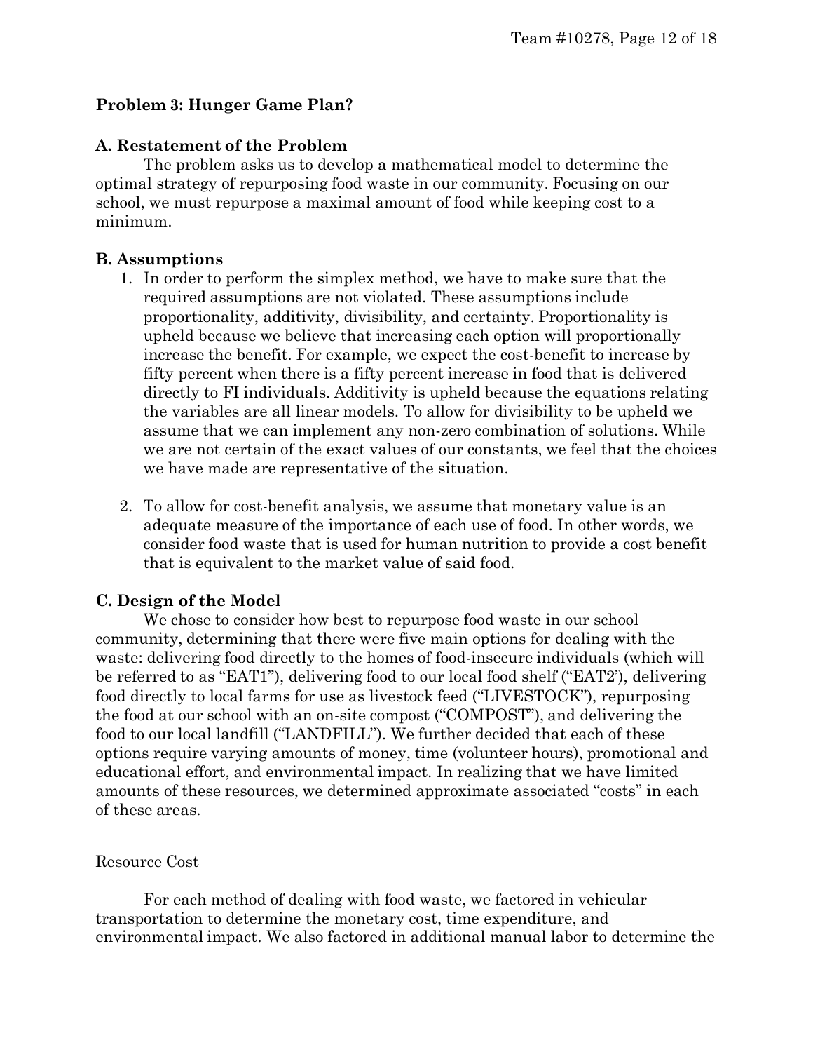## Problem 3: Hunger Game Plan?

### A. Restatement of the Problem

The problem asks us to develop a mathematical model to determine the optimal strategy of repurposing food waste in our community. Focusing on our school, we must repurpose a maximal amount of food while keeping cost to a minimum.

### B. Assumptions

1. In order to perform the simplex method, we have to make sure that the required assumptions are not violated. These assumptions include proportionality, additivity, divisibility, and certainty. Proportionality is upheld because we believe that increasing each option will proportionally increase the benefit. For example, we expect the cost-benefit to increase by fifty percent when there is a fifty percent increase in food that is delivered directly to FI individuals. Additivity is upheld because the equations relating the variables are all linear models. To allow for divisibility to be upheld we assume that we can implement any non-zero combination of solutions. While we are not certain of the exact values of our constants, we feel that the choices we have made are representative of the situation.

2. To allow for cost-benefit analysis, we assume that monetary value is an adequate measure of the importance of each use of food. In other words, we consider food waste that is used for human nutrition to provide a cost benefit that is equivalent to the market value of said food.

### C. Design of the Model

We chose to consider how best to repurpose food waste in our school community, determining that there were five main options for dealing with the waste: delivering food directly to the homes of food-insecure individuals (which will be referred to as "EAT1"), delivering food to our local food shelf ("EAT2'), delivering food directly to local farms for use as livestock feed ("LIVESTOCK"), repurposing the food at our school with an on-site compost ("COMPOST"), and delivering the food to our local landfill ("LANDFILL"). We further decided that each of these options require varying amounts of money, time (volunteer hours), promotional and educational effort, and environmental impact. In realizing that we have limited amounts of these resources, we determined approximate associated "costs" in each of these areas.

Resource Cost

For each method of dealing with food waste, we factored in vehicular transportation to determine the monetary cost, time expenditure, and environmental impact. We also factored in additional manual labor to determine the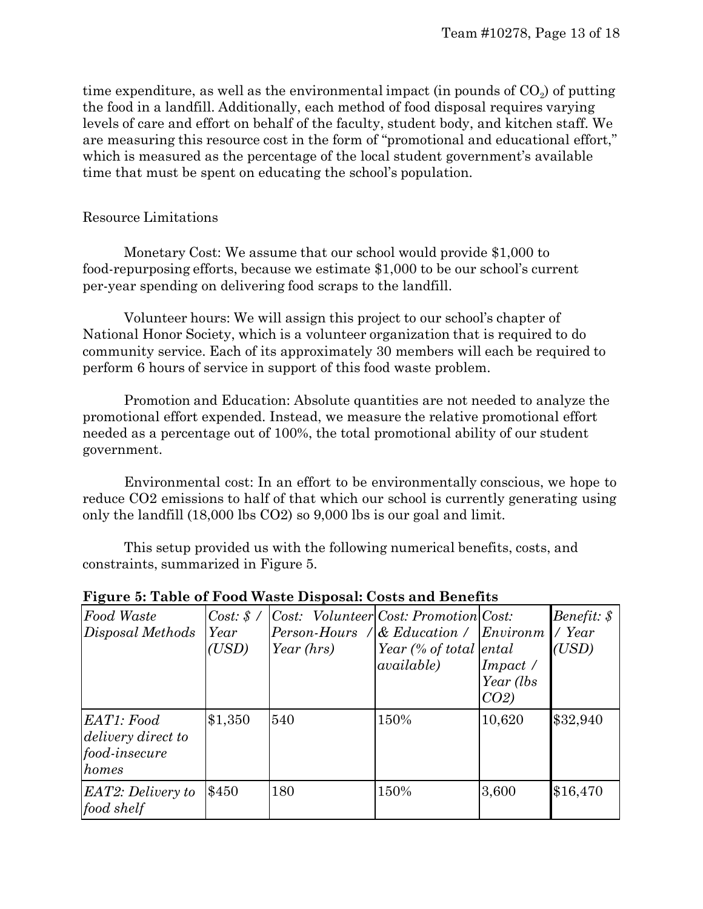time expenditure, as well as the environmental impact (in pounds of $CO_2$) of putting the food in a landfill. Additionally, each method of food disposal requires varying levels of care and effort on behalf of the faculty, student body, and kitchen staff. We are measuring this resource cost in the form of "promotional and educational effort," which is measured as the percentage of the local student government's available time that must be spent on educating the school's population.

Resource Limitations

Monetary Cost: We assume that our school would provide $1,000 to food-repurposing efforts, because we estimate $1,000 to be our school's current per-year spending on delivering food scraps to the landfill.

Volunteer hours: We will assign this project to our school's chapter of National Honor Society, which is a volunteer organization that is required to do community service. Each of its approximately 30 members will each be required to perform 6 hours of service in support of this food waste problem.

Promotion and Education: Absolute quantities are not needed to analyze the promotional effort expended. Instead, we measure the relative promotional effort needed as a percentage out of 100%, the total promotional ability of our student government.

Environmental cost: In an effort to be environmentally conscious, we hope to reduce CO2 emissions to half of that which our school is currently generating using only the landfill (18,000 lbs CO2) so 9,000 lbs is our goal and limit.

This setup provided us with the following numerical benefits, costs, and constraints, summarized in Figure 5.

**Figure 5: Table of Food Waste Disposal: Costs and Benefits**

| *Food Waste Disposal Methods* | *Cost: $ / Year (USD)* | *Cost: Volunteer Person-Hours / Year (hrs)* | *Cost: Promotion & Education / Year (% of total available)* | *Cost: Environmental Impact / Year (lbs CO2)* | *Benefit: $ / Year (USD)* |
|---|---|---|---|---|---|
| *EAT1: Food delivery direct to food-insecure homes* | $1,350 | 540 | 150% | 10,620 | $32,940 |
| *EAT2: Delivery to food shelf* | $450 | 180 | 150% | 3,600 | $16,470 |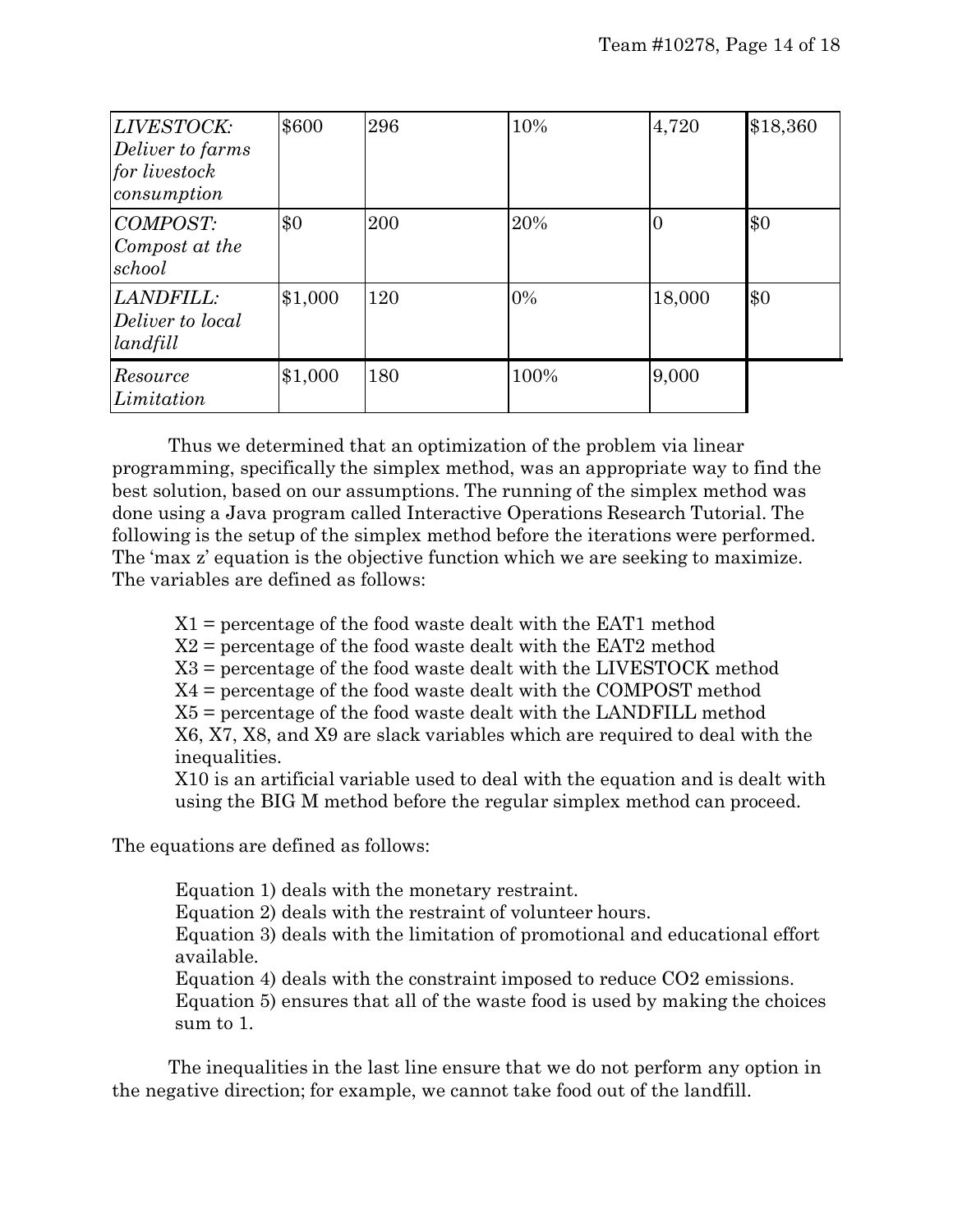| | | | | | |
|---|---|---|---|---|---|
| *LIVESTOCK: Deliver to farms for livestock consumption* | \$600 | 296 | 10% | 4,720 | \$18,360 |
| *COMPOST: Compost at the school* | \$0 | 200 | 20% | 0 | \$0 |
| *LANDFILL: Deliver to local landfill* | \$1,000 | 120 | 0% | 18,000 | \$0 |
| *Resource Limitation* | \$1,000 | 180 | 100% | 9,000 | |

Thus we determined that an optimization of the problem via linear programming, specifically the simplex method, was an appropriate way to find the best solution, based on our assumptions. The running of the simplex method was done using a Java program called Interactive Operations Research Tutorial. The following is the setup of the simplex method before the iterations were performed. The 'max z' equation is the objective function which we are seeking to maximize. The variables are defined as follows:

> X1 = percentage of the food waste dealt with the EAT1 method
> X2 = percentage of the food waste dealt with the EAT2 method
> X3 = percentage of the food waste dealt with the LIVESTOCK method
> X4 = percentage of the food waste dealt with the COMPOST method
> X5 = percentage of the food waste dealt with the LANDFILL method
> X6, X7, X8, and X9 are slack variables which are required to deal with the inequalities.
> X10 is an artificial variable used to deal with the equation and is dealt with using the BIG M method before the regular simplex method can proceed.

The equations are defined as follows:

> Equation 1) deals with the monetary restraint.
> Equation 2) deals with the restraint of volunteer hours.
> Equation 3) deals with the limitation of promotional and educational effort available.
> Equation 4) deals with the constraint imposed to reduce $CO_2$ emissions.
> Equation 5) ensures that all of the waste food is used by making the choices sum to 1.

The inequalities in the last line ensure that we do not perform any option in the negative direction; for example, we cannot take food out of the landfill.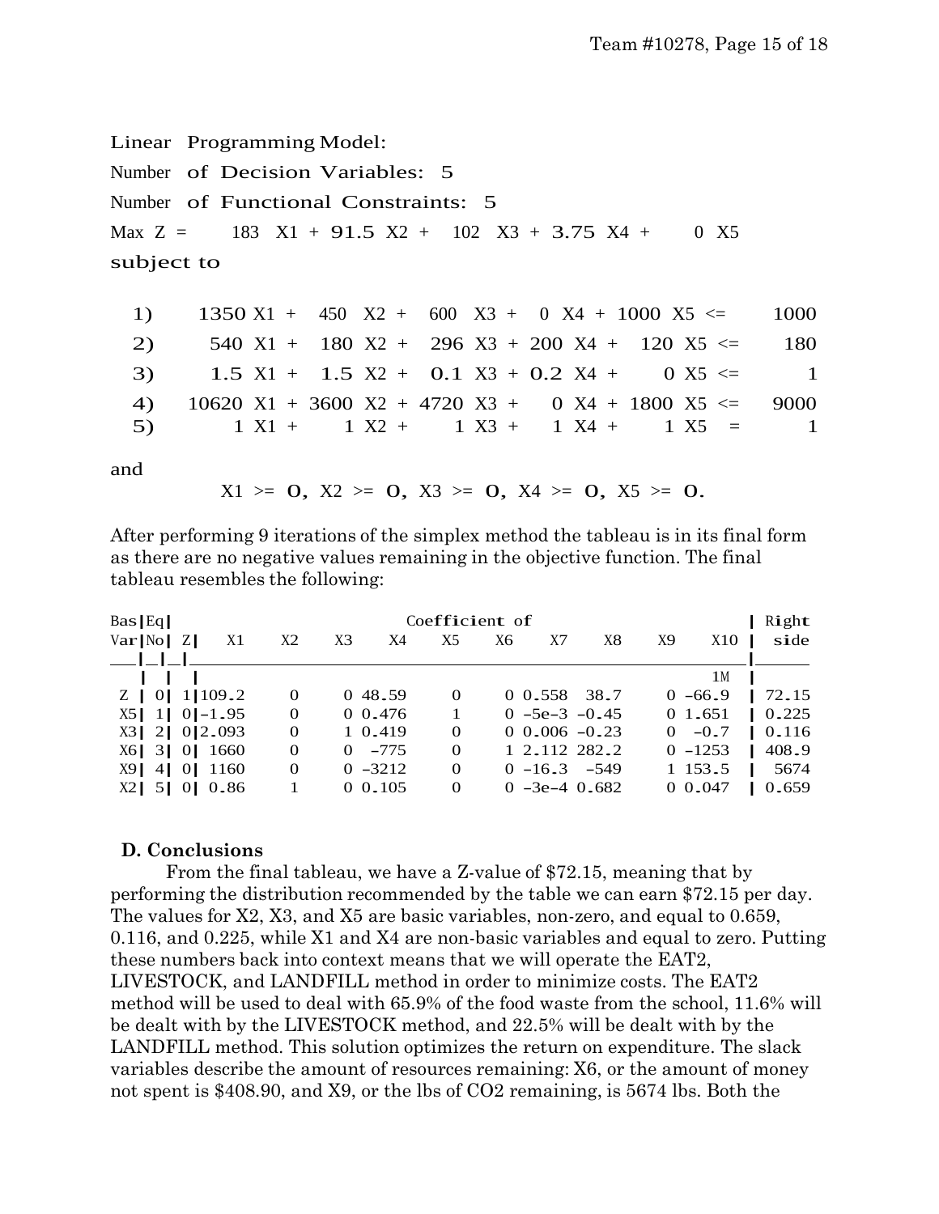Linear Programming Model:

Number of Decision Variables: 5

Number of Functional Constraints: 5

$$\text{Max } Z = 183\ X1 + 91.5\ X2 + 102\ X3 + 3.75\ X4 + 0\ X5$$

subject to

| | | | | | | | |
|---|---|---|---|---|---|---|---|
| 1) | 1350 X1 + | 450 X2 + | 600 X3 + | 0 X4 + | 1000 X5 | <= | 1000 |
| 2) | 540 X1 + | 180 X2 + | 296 X3 + | 200 X4 + | 120 X5 | <= | 180 |
| 3) | 1.5 X1 + | 1.5 X2 + | 0.1 X3 + | 0.2 X4 + | 0 X5 | <= | 1 |
| 4) | 10620 X1 + | 3600 X2 + | 4720 X3 + | 0 X4 + | 1800 X5 | <= | 9000 |
| 5) | 1 X1 + | 1 X2 + | 1 X3 + | 1 X4 + | 1 X5 | = | 1 |

and

$$X1 >= 0,\ X2 >= 0,\ X3 >= 0,\ X4 >= 0,\ X5 >= 0.$$

After performing 9 iterations of the simplex method the tableau is in its final form as there are no negative values remaining in the objective function. The final tableau resembles the following:

| Bas Var | Eq No | Z | X1 | X2 | X3 | X4 | X5 | X6 | X7 | X8 | X9 | X10 | Right side |
|---|---|---|---|---|---|---|---|---|---|---|---|---|---|
| | | | | | | | | | | | | 1M | |
| Z | 0 | 1 | 109.2 | 0 | 0 | 48.59 | 0 | 0 | 0.558 | 38.7 | 0 | -66.9 | 72.15 |
| X5 | 1 | 0 | -1.95 | 0 | 0 | 0.476 | 1 | 0 | -5e-3 | -0.45 | 0 | 1.651 | 0.225 |
| X3 | 2 | 0 | 2.093 | 0 | 1 | 0.419 | 0 | 0 | 0.006 | -0.23 | 0 | -0.7 | 0.116 |
| X6 | 3 | 0 | 1660 | 0 | 0 | -775 | 0 | 1 | 2.112 | 282.2 | 0 | -1253 | 408.9 |
| X9 | 4 | 0 | 1160 | 0 | 0 | -3212 | 0 | 0 | -16.3 | -549 | 1 | 153.5 | 5674 |
| X2 | 5 | 0 | 0.86 | 1 | 0 | 0.105 | 0 | 0 | -3e-4 | 0.682 | 0 | 0.047 | 0.659 |

### D. Conclusions

From the final tableau, we have a Z-value of \$72.15, meaning that by performing the distribution recommended by the table we can earn \$72.15 per day. The values for X2, X3, and X5 are basic variables, non-zero, and equal to 0.659, 0.116, and 0.225, while X1 and X4 are non-basic variables and equal to zero. Putting these numbers back into context means that we will operate the EAT2, LIVESTOCK, and LANDFILL method in order to minimize costs. The EAT2 method will be used to deal with 65.9% of the food waste from the school, 11.6% will be dealt with by the LIVESTOCK method, and 22.5% will be dealt with by the LANDFILL method. This solution optimizes the return on expenditure. The slack variables describe the amount of resources remaining: X6, or the amount of money not spent is \$408.90, and X9, or the lbs of $CO_2$ remaining, is 5674 lbs. Both the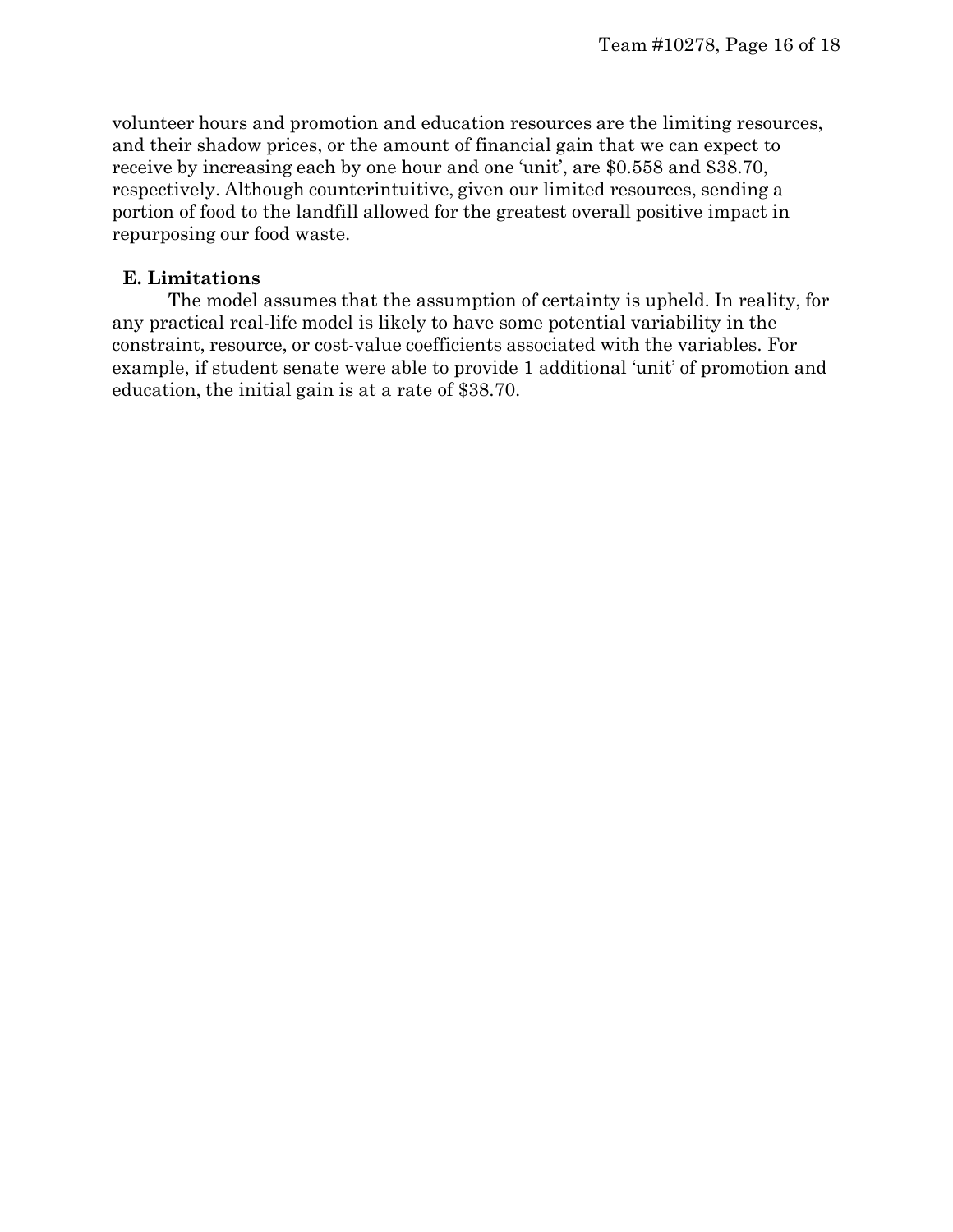volunteer hours and promotion and education resources are the limiting resources, and their shadow prices, or the amount of financial gain that we can expect to receive by increasing each by one hour and one 'unit', are $0.558 and $38.70, respectively. Although counterintuitive, given our limited resources, sending a portion of food to the landfill allowed for the greatest overall positive impact in repurposing our food waste.

### E. Limitations

The model assumes that the assumption of certainty is upheld. In reality, for any practical real-life model is likely to have some potential variability in the constraint, resource, or cost-value coefficients associated with the variables. For example, if student senate were able to provide 1 additional 'unit' of promotion and education, the initial gain is at a rate of $38.70.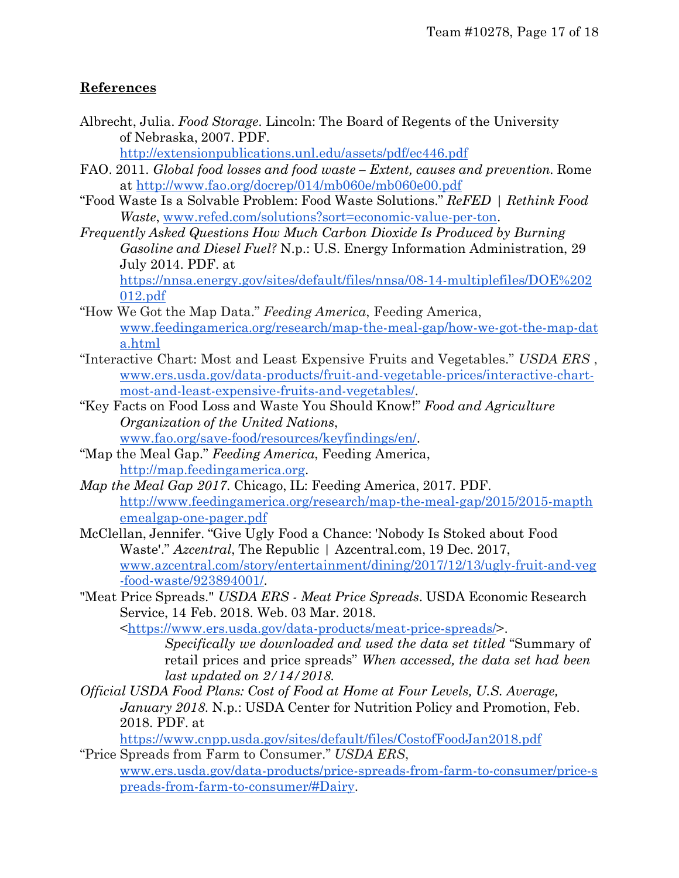## References

Albrecht, Julia. *Food Storage*. Lincoln: The Board of Regents of the University of Nebraska, 2007. PDF. http://extensionpublications.unl.edu/assets/pdf/ec446.pdf

FAO. 2011. *Global food losses and food waste – Extent, causes and prevention.* Rome at http://www.fao.org/docrep/014/mb060e/mb060e00.pdf

"Food Waste Is a Solvable Problem: Food Waste Solutions." *ReFED | Rethink Food Waste*, www.refed.com/solutions?sort=economic-value-per-ton.

*Frequently Asked Questions How Much Carbon Dioxide Is Produced by Burning Gasoline and Diesel Fuel?* N.p.: U.S. Energy Information Administration, 29 July 2014. PDF. at https://nnsa.energy.gov/sites/default/files/nnsa/08-14-multiplefiles/DOE%202012.pdf

"How We Got the Map Data." *Feeding America*, Feeding America, www.feedingamerica.org/research/map-the-meal-gap/how-we-got-the-map-data.html

"Interactive Chart: Most and Least Expensive Fruits and Vegetables." *USDA ERS* , www.ers.usda.gov/data-products/fruit-and-vegetable-prices/interactive-chart-most-and-least-expensive-fruits-and-vegetables/.

"Key Facts on Food Loss and Waste You Should Know!" *Food and Agriculture Organization of the United Nations*, www.fao.org/save-food/resources/keyfindings/en/.

"Map the Meal Gap." *Feeding America*, Feeding America, http://map.feedingamerica.org.

*Map the Meal Gap 2017.* Chicago, IL: Feeding America, 2017. PDF. http://www.feedingamerica.org/research/map-the-meal-gap/2015/2015-mapthemealgap-one-pager.pdf

McClellan, Jennifer. "Give Ugly Food a Chance: 'Nobody Is Stoked about Food Waste'." *Azcentral*, The Republic | Azcentral.com, 19 Dec. 2017, www.azcentral.com/story/entertainment/dining/2017/12/13/ugly-fruit-and-veg-food-waste/923894001/.

"Meat Price Spreads." *USDA ERS - Meat Price Spreads*. USDA Economic Research Service, 14 Feb. 2018. Web. 03 Mar. 2018. <https://www.ers.usda.gov/data-products/meat-price-spreads/>.

> *Specifically we downloaded and used the data set titled* "Summary of retail prices and price spreads" *When accessed, the data set had been last updated on 2/14/2018.*

*Official USDA Food Plans: Cost of Food at Home at Four Levels, U.S. Average, January 2018.* N.p.: USDA Center for Nutrition Policy and Promotion, Feb. 2018. PDF. at https://www.cnpp.usda.gov/sites/default/files/CostofFoodJan2018.pdf

"Price Spreads from Farm to Consumer." *USDA ERS*, www.ers.usda.gov/data-products/price-spreads-from-farm-to-consumer/price-spreads-from-farm-to-consumer/#Dairy.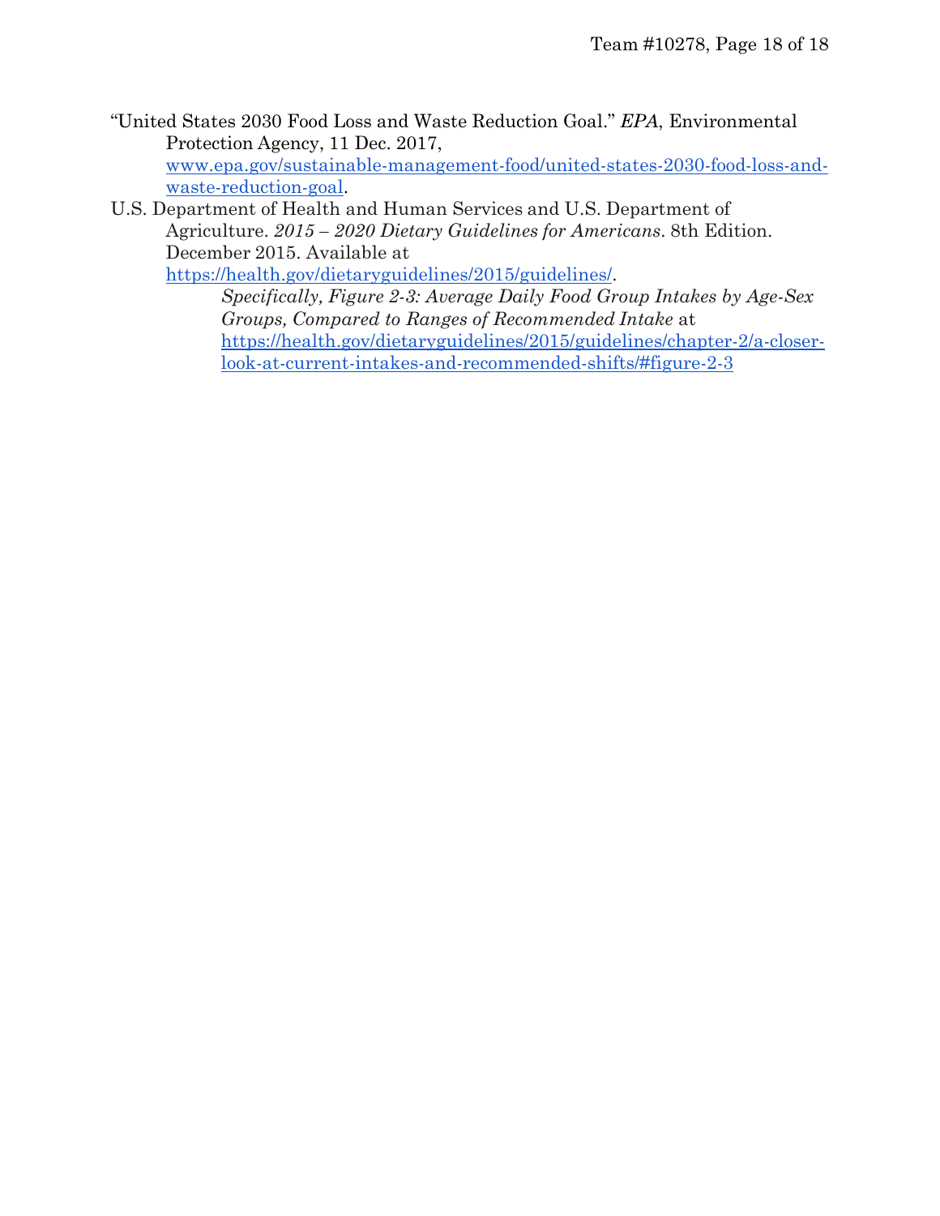"United States 2030 Food Loss and Waste Reduction Goal." *EPA*, Environmental Protection Agency, 11 Dec. 2017, www.epa.gov/sustainable-management-food/united-states-2030-food-loss-and-waste-reduction-goal.

U.S. Department of Health and Human Services and U.S. Department of Agriculture. *2015 – 2020 Dietary Guidelines for Americans*. 8th Edition. December 2015. Available at https://health.gov/dietaryguidelines/2015/guidelines/.

*Specifically, Figure 2-3: Average Daily Food Group Intakes by Age-Sex Groups, Compared to Ranges of Recommended Intake* at https://health.gov/dietaryguidelines/2015/guidelines/chapter-2/a-closer-look-at-current-intakes-and-recommended-shifts/#figure-2-3